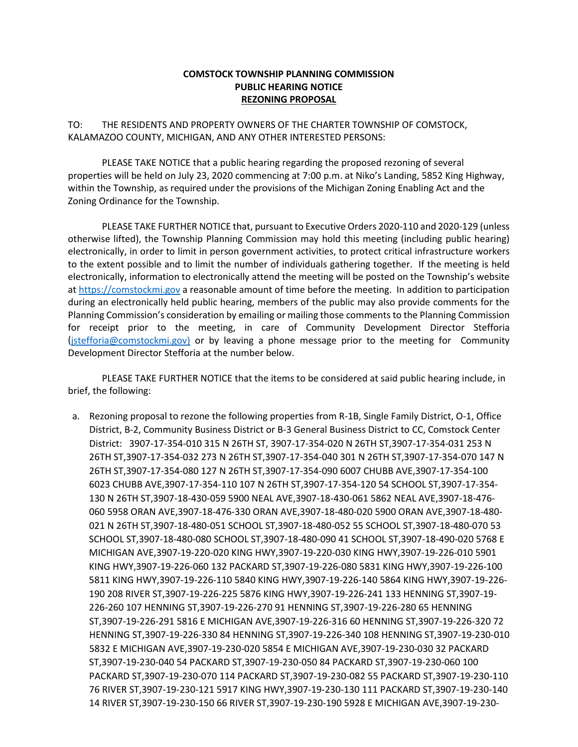**COMSTOCK TOWNSHIP PLANNING COMMISSION**
**PUBLIC HEARING NOTICE**
**REZONING PROPOSAL**

TO: THE RESIDENTS AND PROPERTY OWNERS OF THE CHARTER TOWNSHIP OF COMSTOCK, KALAMAZOO COUNTY, MICHIGAN, AND ANY OTHER INTERESTED PERSONS:

PLEASE TAKE NOTICE that a public hearing regarding the proposed rezoning of several properties will be held on July 23, 2020 commencing at 7:00 p.m. at Niko's Landing, 5852 King Highway, within the Township, as required under the provisions of the Michigan Zoning Enabling Act and the Zoning Ordinance for the Township.

PLEASE TAKE FURTHER NOTICE that, pursuant to Executive Orders 2020-110 and 2020-129 (unless otherwise lifted), the Township Planning Commission may hold this meeting (including public hearing) electronically, in order to limit in person government activities, to protect critical infrastructure workers to the extent possible and to limit the number of individuals gathering together. If the meeting is held electronically, information to electronically attend the meeting will be posted on the Township's website at https://comstockmi.gov a reasonable amount of time before the meeting. In addition to participation during an electronically held public hearing, members of the public may also provide comments for the Planning Commission's consideration by emailing or mailing those comments to the Planning Commission for receipt prior to the meeting, in care of Community Development Director Stefforia (jstefforia@comstockmi.gov) or by leaving a phone message prior to the meeting for Community Development Director Stefforia at the number below.

PLEASE TAKE FURTHER NOTICE that the items to be considered at said public hearing include, in brief, the following:

a. Rezoning proposal to rezone the following properties from R-1B, Single Family District, O-1, Office District, B-2, Community Business District or B-3 General Business District to CC, Comstock Center District: 3907-17-354-010 315 N 26TH ST, 3907-17-354-020 N 26TH ST,3907-17-354-031 253 N 26TH ST,3907-17-354-032 273 N 26TH ST,3907-17-354-040 301 N 26TH ST,3907-17-354-070 147 N 26TH ST,3907-17-354-080 127 N 26TH ST,3907-17-354-090 6007 CHUBB AVE,3907-17-354-100 6023 CHUBB AVE,3907-17-354-110 107 N 26TH ST,3907-17-354-120 54 SCHOOL ST,3907-17-354-130 N 26TH ST,3907-18-430-059 5900 NEAL AVE,3907-18-430-061 5862 NEAL AVE,3907-18-476-060 5958 ORAN AVE,3907-18-476-330 ORAN AVE,3907-18-480-020 5900 ORAN AVE,3907-18-480-021 N 26TH ST,3907-18-480-051 SCHOOL ST,3907-18-480-052 55 SCHOOL ST,3907-18-480-070 53 SCHOOL ST,3907-18-480-080 SCHOOL ST,3907-18-480-090 41 SCHOOL ST,3907-18-490-020 5768 E MICHIGAN AVE,3907-19-220-020 KING HWY,3907-19-220-030 KING HWY,3907-19-226-010 5901 KING HWY,3907-19-226-060 132 PACKARD ST,3907-19-226-080 5831 KING HWY,3907-19-226-100 5811 KING HWY,3907-19-226-110 5840 KING HWY,3907-19-226-140 5864 KING HWY,3907-19-226-190 208 RIVER ST,3907-19-226-225 5876 KING HWY,3907-19-226-241 133 HENNING ST,3907-19-226-260 107 HENNING ST,3907-19-226-270 91 HENNING ST,3907-19-226-280 65 HENNING ST,3907-19-226-291 5816 E MICHIGAN AVE,3907-19-226-316 60 HENNING ST,3907-19-226-320 72 HENNING ST,3907-19-226-330 84 HENNING ST,3907-19-226-340 108 HENNING ST,3907-19-230-010 5832 E MICHIGAN AVE,3907-19-230-020 5854 E MICHIGAN AVE,3907-19-230-030 32 PACKARD ST,3907-19-230-040 54 PACKARD ST,3907-19-230-050 84 PACKARD ST,3907-19-230-060 100 PACKARD ST,3907-19-230-070 114 PACKARD ST,3907-19-230-082 55 PACKARD ST,3907-19-230-110 76 RIVER ST,3907-19-230-121 5917 KING HWY,3907-19-230-130 111 PACKARD ST,3907-19-230-140 14 RIVER ST,3907-19-230-150 66 RIVER ST,3907-19-230-190 5928 E MICHIGAN AVE,3907-19-230-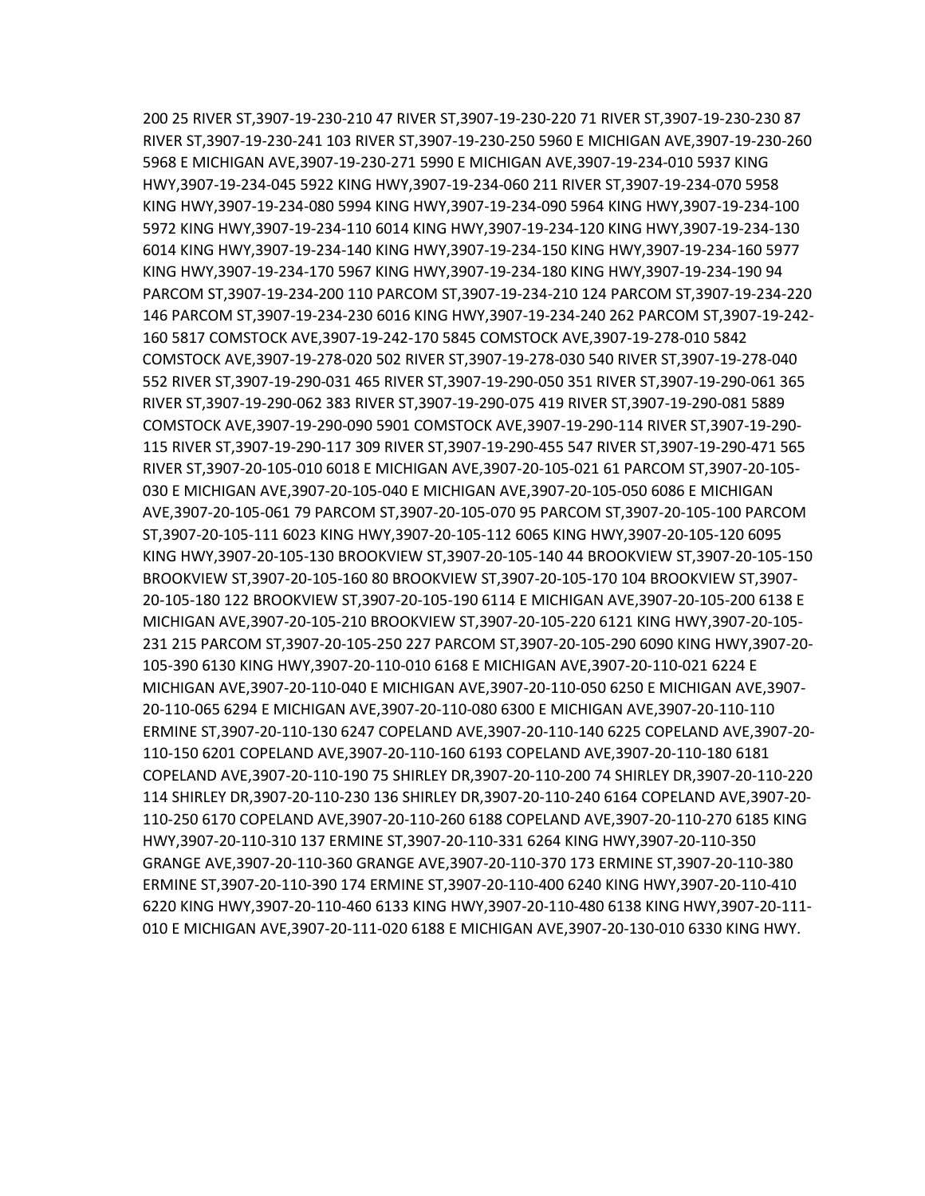200 25 RIVER ST,3907-19-230-210 47 RIVER ST,3907-19-230-220 71 RIVER ST,3907-19-230-230 87 RIVER ST,3907-19-230-241 103 RIVER ST,3907-19-230-250 5960 E MICHIGAN AVE,3907-19-230-260 5968 E MICHIGAN AVE,3907-19-230-271 5990 E MICHIGAN AVE,3907-19-234-010 5937 KING HWY,3907-19-234-045 5922 KING HWY,3907-19-234-060 211 RIVER ST,3907-19-234-070 5958 KING HWY,3907-19-234-080 5994 KING HWY,3907-19-234-090 5964 KING HWY,3907-19-234-100 5972 KING HWY,3907-19-234-110 6014 KING HWY,3907-19-234-120 KING HWY,3907-19-234-130 6014 KING HWY,3907-19-234-140 KING HWY,3907-19-234-150 KING HWY,3907-19-234-160 5977 KING HWY,3907-19-234-170 5967 KING HWY,3907-19-234-180 KING HWY,3907-19-234-190 94 PARCOM ST,3907-19-234-200 110 PARCOM ST,3907-19-234-210 124 PARCOM ST,3907-19-234-220 146 PARCOM ST,3907-19-234-230 6016 KING HWY,3907-19-234-240 262 PARCOM ST,3907-19-242-160 5817 COMSTOCK AVE,3907-19-242-170 5845 COMSTOCK AVE,3907-19-278-010 5842 COMSTOCK AVE,3907-19-278-020 502 RIVER ST,3907-19-278-030 540 RIVER ST,3907-19-278-040 552 RIVER ST,3907-19-290-031 465 RIVER ST,3907-19-290-050 351 RIVER ST,3907-19-290-061 365 RIVER ST,3907-19-290-062 383 RIVER ST,3907-19-290-075 419 RIVER ST,3907-19-290-081 5889 COMSTOCK AVE,3907-19-290-090 5901 COMSTOCK AVE,3907-19-290-114 RIVER ST,3907-19-290-115 RIVER ST,3907-19-290-117 309 RIVER ST,3907-19-290-455 547 RIVER ST,3907-19-290-471 565 RIVER ST,3907-20-105-010 6018 E MICHIGAN AVE,3907-20-105-021 61 PARCOM ST,3907-20-105-030 E MICHIGAN AVE,3907-20-105-040 E MICHIGAN AVE,3907-20-105-050 6086 E MICHIGAN AVE,3907-20-105-061 79 PARCOM ST,3907-20-105-070 95 PARCOM ST,3907-20-105-100 PARCOM ST,3907-20-105-111 6023 KING HWY,3907-20-105-112 6065 KING HWY,3907-20-105-120 6095 KING HWY,3907-20-105-130 BROOKVIEW ST,3907-20-105-140 44 BROOKVIEW ST,3907-20-105-150 BROOKVIEW ST,3907-20-105-160 80 BROOKVIEW ST,3907-20-105-170 104 BROOKVIEW ST,3907-20-105-180 122 BROOKVIEW ST,3907-20-105-190 6114 E MICHIGAN AVE,3907-20-105-200 6138 E MICHIGAN AVE,3907-20-105-210 BROOKVIEW ST,3907-20-105-220 6121 KING HWY,3907-20-105-231 215 PARCOM ST,3907-20-105-250 227 PARCOM ST,3907-20-105-290 6090 KING HWY,3907-20-105-390 6130 KING HWY,3907-20-110-010 6168 E MICHIGAN AVE,3907-20-110-021 6224 E MICHIGAN AVE,3907-20-110-040 E MICHIGAN AVE,3907-20-110-050 6250 E MICHIGAN AVE,3907-20-110-065 6294 E MICHIGAN AVE,3907-20-110-080 6300 E MICHIGAN AVE,3907-20-110-110 ERMINE ST,3907-20-110-130 6247 COPELAND AVE,3907-20-110-140 6225 COPELAND AVE,3907-20-110-150 6201 COPELAND AVE,3907-20-110-160 6193 COPELAND AVE,3907-20-110-180 6181 COPELAND AVE,3907-20-110-190 75 SHIRLEY DR,3907-20-110-200 74 SHIRLEY DR,3907-20-110-220 114 SHIRLEY DR,3907-20-110-230 136 SHIRLEY DR,3907-20-110-240 6164 COPELAND AVE,3907-20-110-250 6170 COPELAND AVE,3907-20-110-260 6188 COPELAND AVE,3907-20-110-270 6185 KING HWY,3907-20-110-310 137 ERMINE ST,3907-20-110-331 6264 KING HWY,3907-20-110-350 GRANGE AVE,3907-20-110-360 GRANGE AVE,3907-20-110-370 173 ERMINE ST,3907-20-110-380 ERMINE ST,3907-20-110-390 174 ERMINE ST,3907-20-110-400 6240 KING HWY,3907-20-110-410 6220 KING HWY,3907-20-110-460 6133 KING HWY,3907-20-110-480 6138 KING HWY,3907-20-111-010 E MICHIGAN AVE,3907-20-111-020 6188 E MICHIGAN AVE,3907-20-130-010 6330 KING HWY.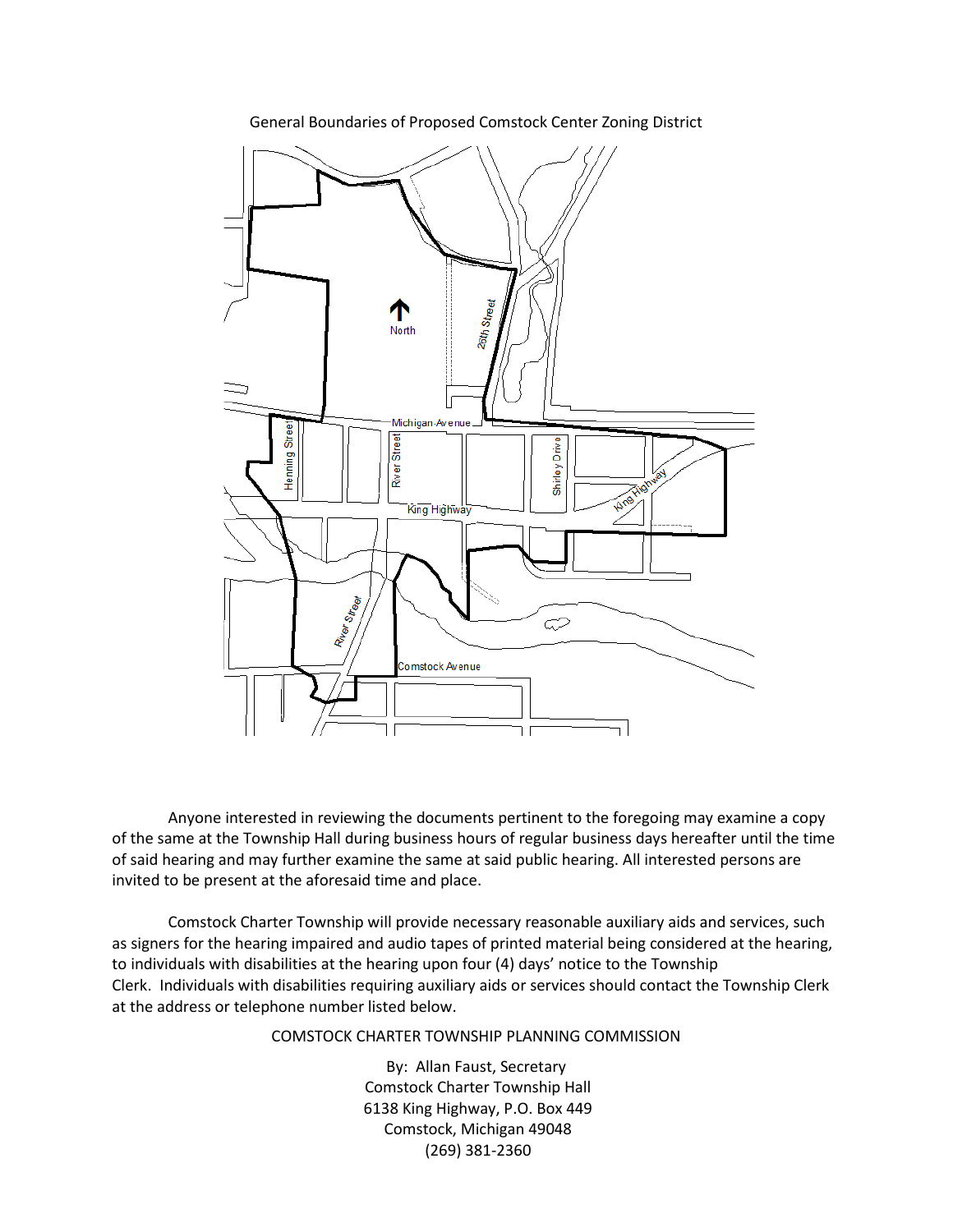General Boundaries of Proposed Comstock Center Zoning District

North

26th Street

Michigan Avenue

Henning Street

River Street

Shirley Drive

King Highway

King Highway

River Street

Comstock Avenue

Anyone interested in reviewing the documents pertinent to the foregoing may examine a copy of the same at the Township Hall during business hours of regular business days hereafter until the time of said hearing and may further examine the same at said public hearing. All interested persons are invited to be present at the aforesaid time and place.

Comstock Charter Township will provide necessary reasonable auxiliary aids and services, such as signers for the hearing impaired and audio tapes of printed material being considered at the hearing, to individuals with disabilities at the hearing upon four (4) days' notice to the Township Clerk. Individuals with disabilities requiring auxiliary aids or services should contact the Township Clerk at the address or telephone number listed below.

COMSTOCK CHARTER TOWNSHIP PLANNING COMMISSION

By: Allan Faust, Secretary
Comstock Charter Township Hall
6138 King Highway, P.O. Box 449
Comstock, Michigan 49048
(269) 381-2360